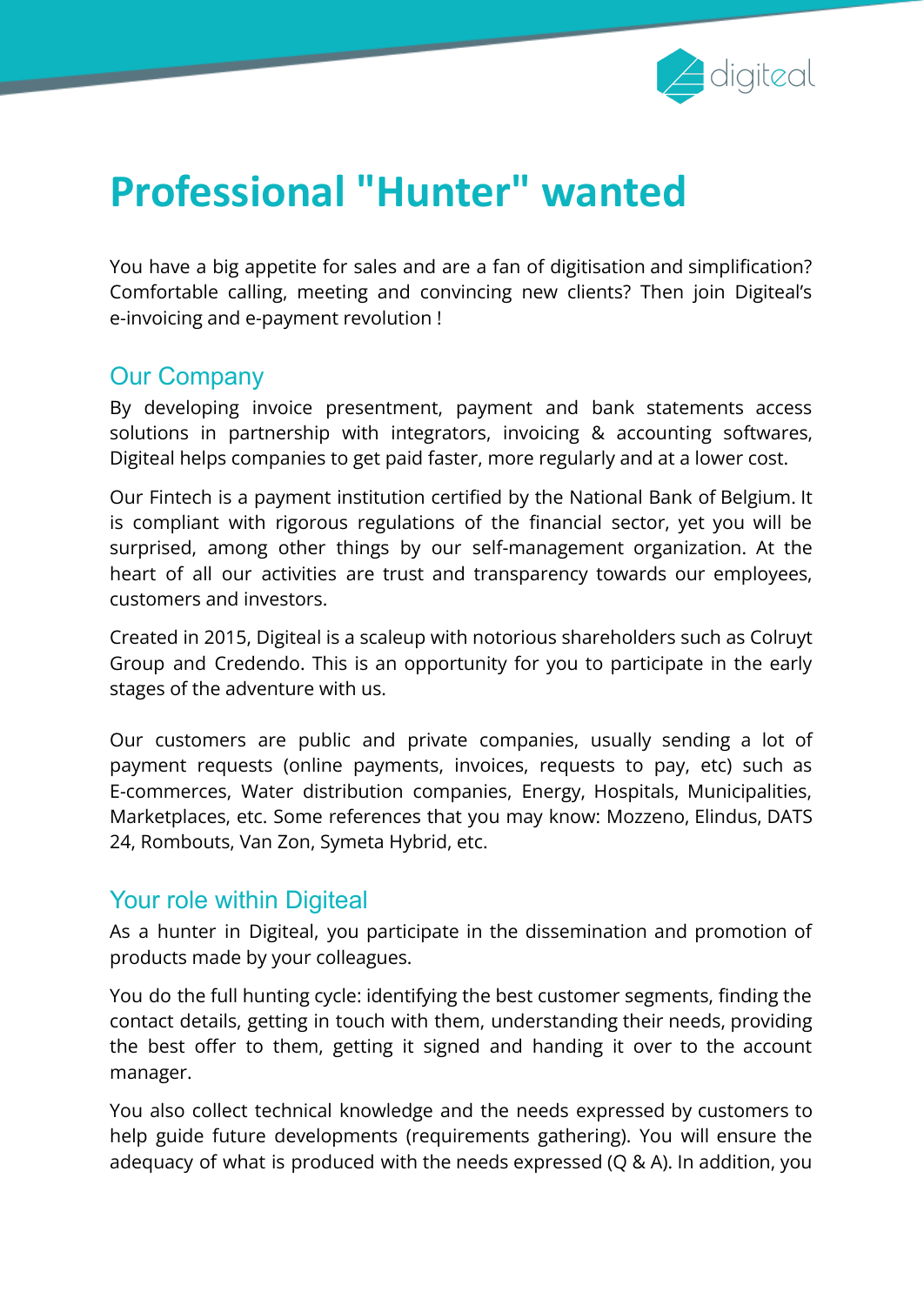# Professional "Hunter" wanted

You have a big appetite for sales and are a fan of digitisation and simplification? Comfortable calling, meeting and convincing new clients? Then join Digiteal's e-invoicing and e-payment revolution !

## Our Company

By developing invoice presentment, payment and bank statements access solutions in partnership with integrators, invoicing & accounting softwares, Digiteal helps companies to get paid faster, more regularly and at a lower cost.

Our Fintech is a payment institution certified by the National Bank of Belgium. It is compliant with rigorous regulations of the financial sector, yet you will be surprised, among other things by our self-management organization. At the heart of all our activities are trust and transparency towards our employees, customers and investors.

Created in 2015, Digiteal is a scaleup with notorious shareholders such as Colruyt Group and Credendo. This is an opportunity for you to participate in the early stages of the adventure with us.

Our customers are public and private companies, usually sending a lot of payment requests (online payments, invoices, requests to pay, etc) such as E-commerces, Water distribution companies, Energy, Hospitals, Municipalities, Marketplaces, etc. Some references that you may know: Mozzeno, Elindus, DATS 24, Rombouts, Van Zon, Symeta Hybrid, etc.

## Your role within Digiteal

As a hunter in Digiteal, you participate in the dissemination and promotion of products made by your colleagues.

You do the full hunting cycle: identifying the best customer segments, finding the contact details, getting in touch with them, understanding their needs, providing the best offer to them, getting it signed and handing it over to the account manager.

You also collect technical knowledge and the needs expressed by customers to help guide future developments (requirements gathering). You will ensure the adequacy of what is produced with the needs expressed (Q & A). In addition, you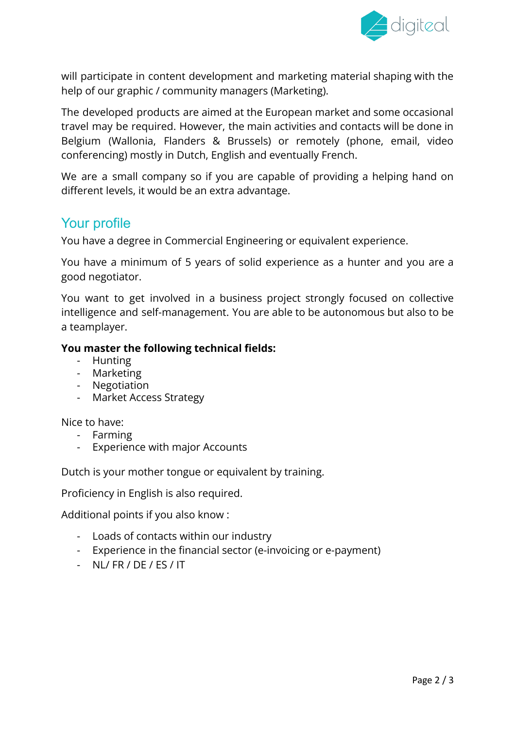will participate in content development and marketing material shaping with the help of our graphic / community managers (Marketing).

The developed products are aimed at the European market and some occasional travel may be required. However, the main activities and contacts will be done in Belgium (Wallonia, Flanders & Brussels) or remotely (phone, email, video conferencing) mostly in Dutch, English and eventually French.

We are a small company so if you are capable of providing a helping hand on different levels, it would be an extra advantage.

## Your profile

You have a degree in Commercial Engineering or equivalent experience.

You have a minimum of 5 years of solid experience as a hunter and you are a good negotiator.

You want to get involved in a business project strongly focused on collective intelligence and self-management. You are able to be autonomous but also to be a teamplayer.

**You master the following technical fields:**

- Hunting
- Marketing
- Negotiation
- Market Access Strategy

Nice to have:

- Farming
- Experience with major Accounts

Dutch is your mother tongue or equivalent by training.

Proficiency in English is also required.

Additional points if you also know :

- Loads of contacts within our industry
- Experience in the financial sector (e-invoicing or e-payment)
- NL/ FR / DE / ES / IT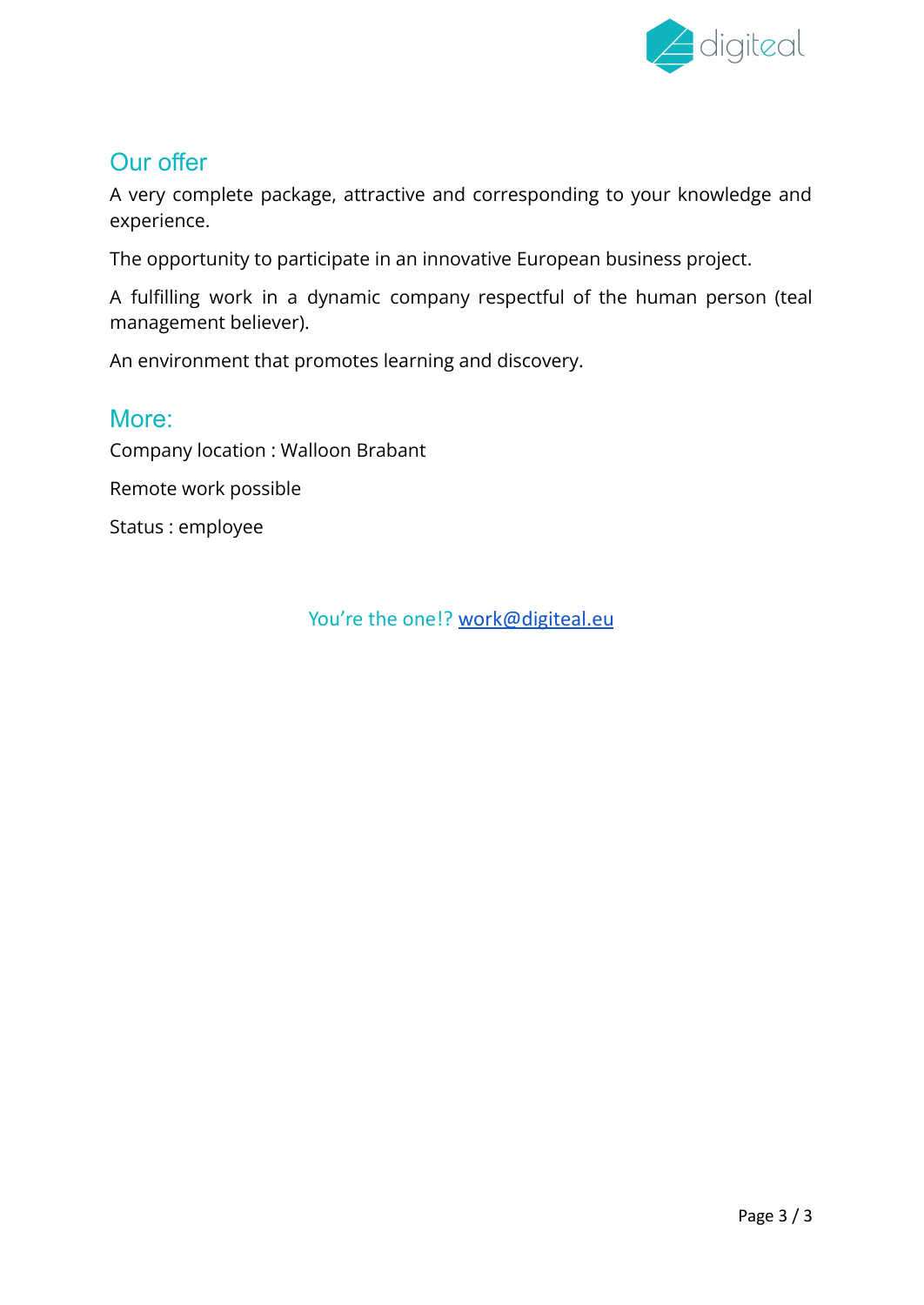## Our offer

A very complete package, attractive and corresponding to your knowledge and experience.

The opportunity to participate in an innovative European business project.

A fulfilling work in a dynamic company respectful of the human person (teal management believer).

An environment that promotes learning and discovery.

## More:

Company location : Walloon Brabant

Remote work possible

Status : employee

You're the one!? work@digiteal.eu